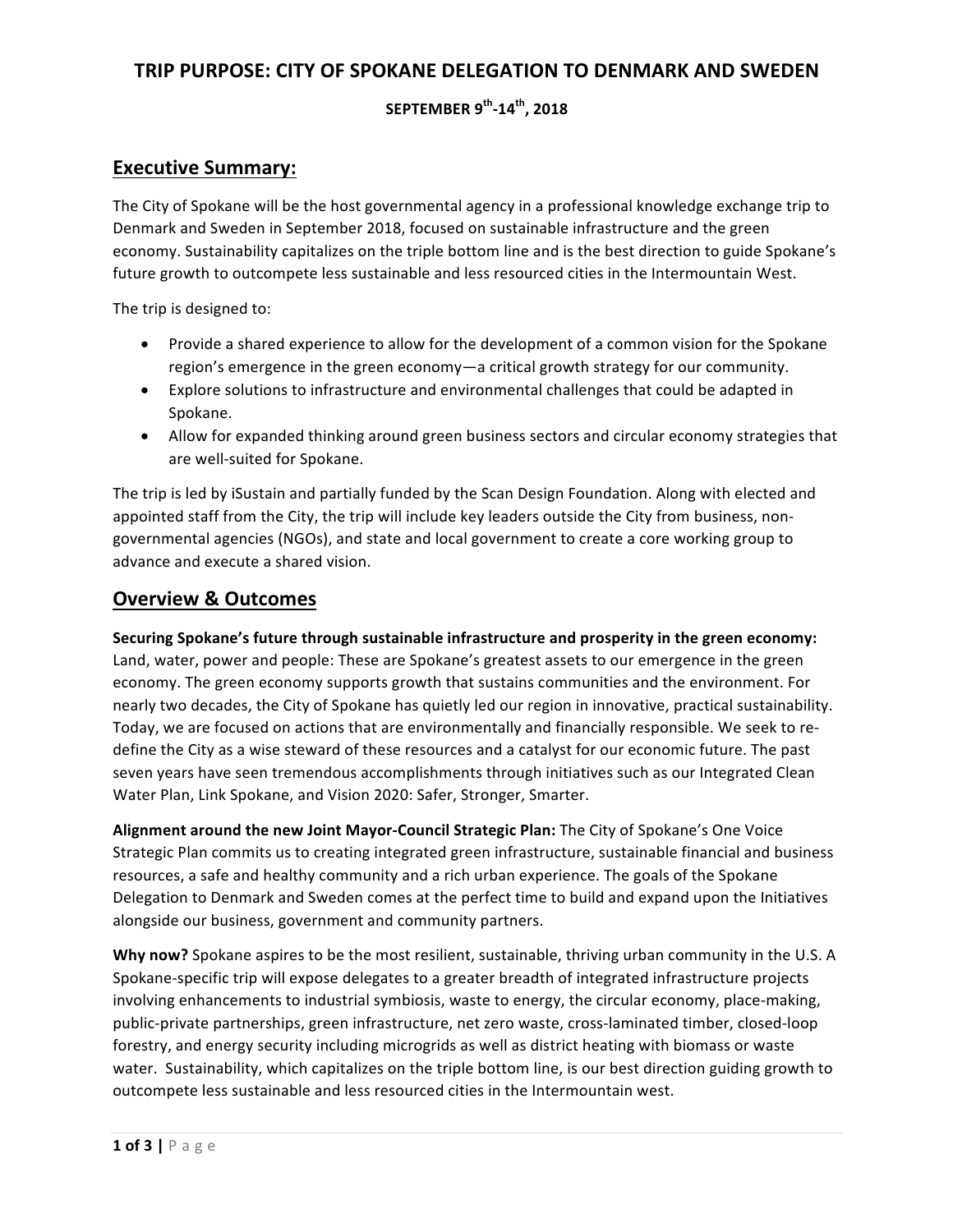# TRIP PURPOSE: CITY OF SPOKANE DELEGATION TO DENMARK AND SWEDEN

**SEPTEMBER 9th-14th, 2018**

## Executive Summary:

The City of Spokane will be the host governmental agency in a professional knowledge exchange trip to Denmark and Sweden in September 2018, focused on sustainable infrastructure and the green economy. Sustainability capitalizes on the triple bottom line and is the best direction to guide Spokane's future growth to outcompete less sustainable and less resourced cities in the Intermountain West.

The trip is designed to:

- Provide a shared experience to allow for the development of a common vision for the Spokane region's emergence in the green economy—a critical growth strategy for our community.
- Explore solutions to infrastructure and environmental challenges that could be adapted in Spokane.
- Allow for expanded thinking around green business sectors and circular economy strategies that are well-suited for Spokane.

The trip is led by iSustain and partially funded by the Scan Design Foundation. Along with elected and appointed staff from the City, the trip will include key leaders outside the City from business, non-governmental agencies (NGOs), and state and local government to create a core working group to advance and execute a shared vision.

## Overview & Outcomes

**Securing Spokane's future through sustainable infrastructure and prosperity in the green economy:** Land, water, power and people: These are Spokane's greatest assets to our emergence in the green economy. The green economy supports growth that sustains communities and the environment. For nearly two decades, the City of Spokane has quietly led our region in innovative, practical sustainability. Today, we are focused on actions that are environmentally and financially responsible. We seek to re-define the City as a wise steward of these resources and a catalyst for our economic future. The past seven years have seen tremendous accomplishments through initiatives such as our Integrated Clean Water Plan, Link Spokane, and Vision 2020: Safer, Stronger, Smarter.

**Alignment around the new Joint Mayor-Council Strategic Plan:** The City of Spokane's One Voice Strategic Plan commits us to creating integrated green infrastructure, sustainable financial and business resources, a safe and healthy community and a rich urban experience. The goals of the Spokane Delegation to Denmark and Sweden comes at the perfect time to build and expand upon the Initiatives alongside our business, government and community partners.

**Why now?** Spokane aspires to be the most resilient, sustainable, thriving urban community in the U.S. A Spokane-specific trip will expose delegates to a greater breadth of integrated infrastructure projects involving enhancements to industrial symbiosis, waste to energy, the circular economy, place-making, public-private partnerships, green infrastructure, net zero waste, cross-laminated timber, closed-loop forestry, and energy security including microgrids as well as district heating with biomass or waste water. Sustainability, which capitalizes on the triple bottom line, is our best direction guiding growth to outcompete less sustainable and less resourced cities in the Intermountain west.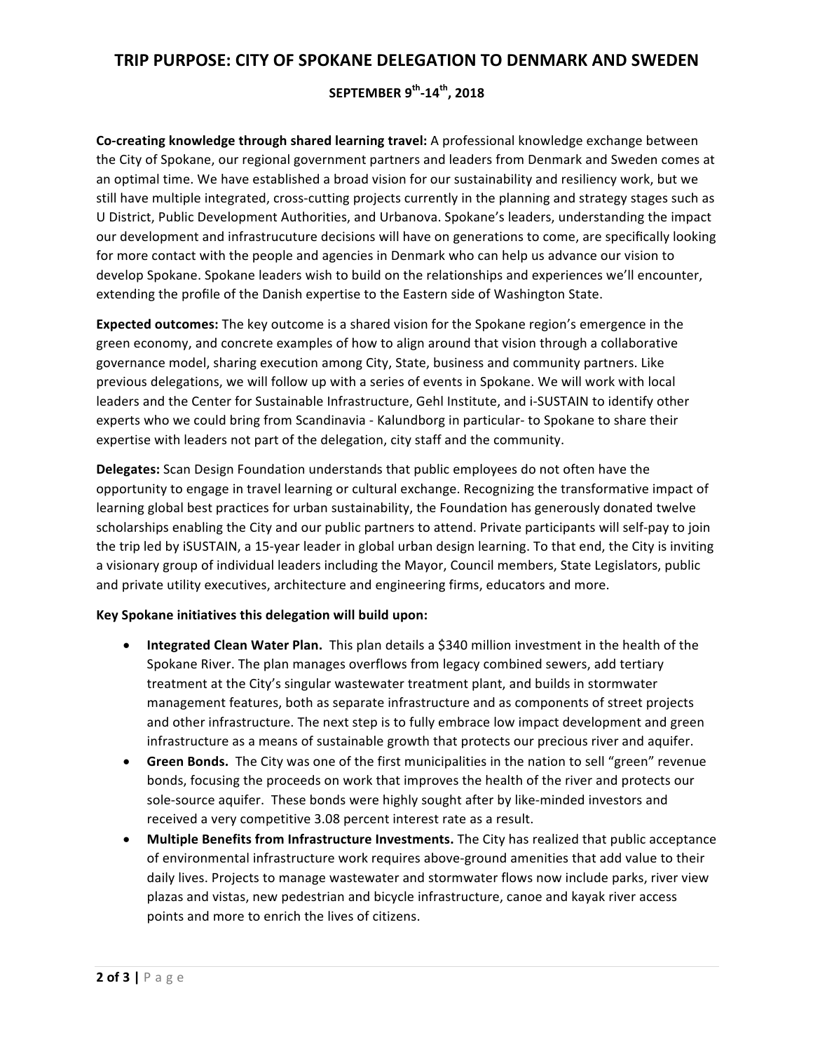# TRIP PURPOSE: CITY OF SPOKANE DELEGATION TO DENMARK AND SWEDEN

## SEPTEMBER 9th-14th, 2018

**Co-creating knowledge through shared learning travel:** A professional knowledge exchange between the City of Spokane, our regional government partners and leaders from Denmark and Sweden comes at an optimal time. We have established a broad vision for our sustainability and resiliency work, but we still have multiple integrated, cross-cutting projects currently in the planning and strategy stages such as U District, Public Development Authorities, and Urbanova. Spokane's leaders, understanding the impact our development and infrastrucuture decisions will have on generations to come, are specifically looking for more contact with the people and agencies in Denmark who can help us advance our vision to develop Spokane. Spokane leaders wish to build on the relationships and experiences we'll encounter, extending the profile of the Danish expertise to the Eastern side of Washington State.

**Expected outcomes:** The key outcome is a shared vision for the Spokane region's emergence in the green economy, and concrete examples of how to align around that vision through a collaborative governance model, sharing execution among City, State, business and community partners. Like previous delegations, we will follow up with a series of events in Spokane. We will work with local leaders and the Center for Sustainable Infrastructure, Gehl Institute, and i-SUSTAIN to identify other experts who we could bring from Scandinavia - Kalundborg in particular- to Spokane to share their expertise with leaders not part of the delegation, city staff and the community.

**Delegates:** Scan Design Foundation understands that public employees do not often have the opportunity to engage in travel learning or cultural exchange. Recognizing the transformative impact of learning global best practices for urban sustainability, the Foundation has generously donated twelve scholarships enabling the City and our public partners to attend. Private participants will self-pay to join the trip led by iSUSTAIN, a 15-year leader in global urban design learning. To that end, the City is inviting a visionary group of individual leaders including the Mayor, Council members, State Legislators, public and private utility executives, architecture and engineering firms, educators and more.

**Key Spokane initiatives this delegation will build upon:**

- **Integrated Clean Water Plan.** This plan details a $340 million investment in the health of the Spokane River. The plan manages overflows from legacy combined sewers, add tertiary treatment at the City's singular wastewater treatment plant, and builds in stormwater management features, both as separate infrastructure and as components of street projects and other infrastructure. The next step is to fully embrace low impact development and green infrastructure as a means of sustainable growth that protects our precious river and aquifer.
- **Green Bonds.** The City was one of the first municipalities in the nation to sell "green" revenue bonds, focusing the proceeds on work that improves the health of the river and protects our sole-source aquifer. These bonds were highly sought after by like-minded investors and received a very competitive 3.08 percent interest rate as a result.
- **Multiple Benefits from Infrastructure Investments.** The City has realized that public acceptance of environmental infrastructure work requires above-ground amenities that add value to their daily lives. Projects to manage wastewater and stormwater flows now include parks, river view plazas and vistas, new pedestrian and bicycle infrastructure, canoe and kayak river access points and more to enrich the lives of citizens.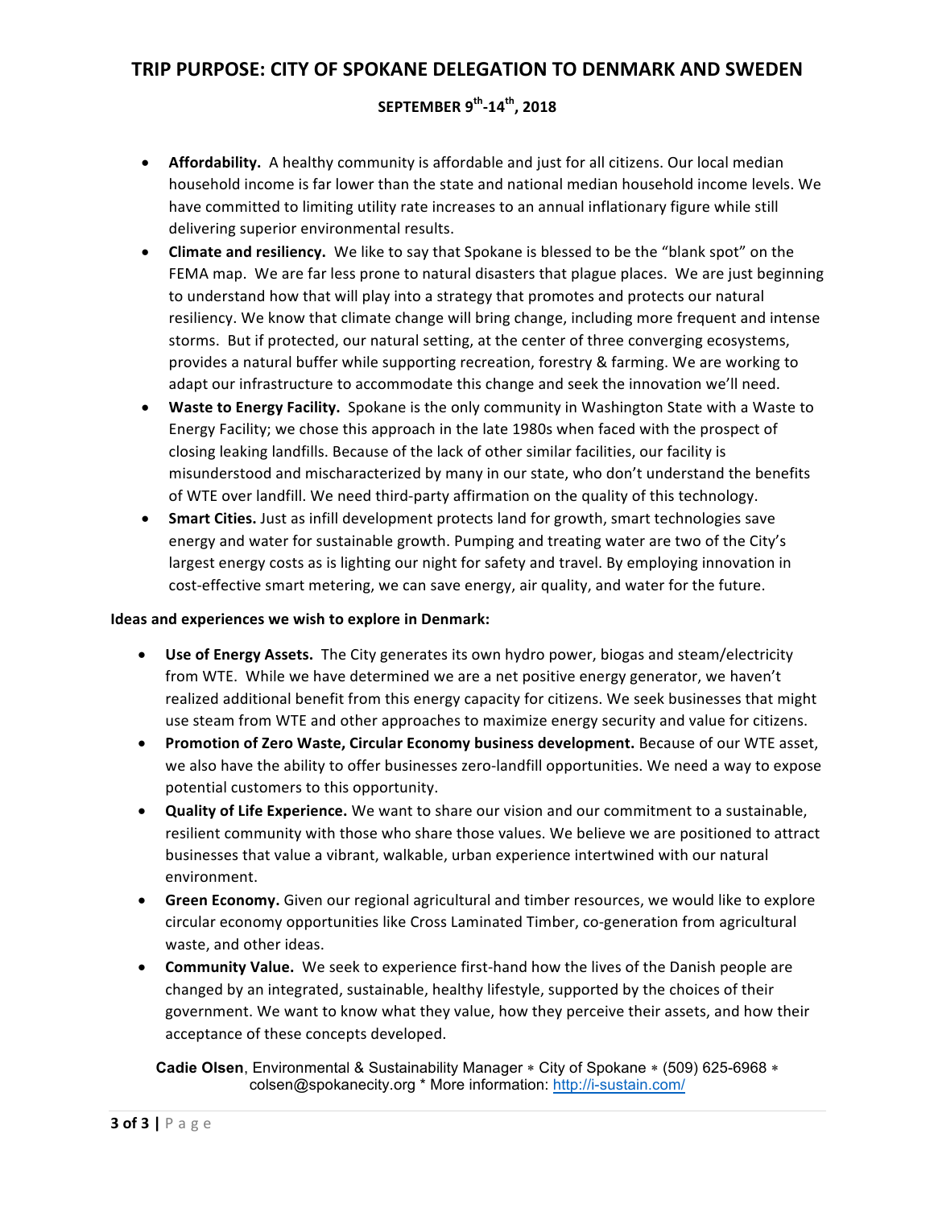- **Affordability.** A healthy community is affordable and just for all citizens. Our local median household income is far lower than the state and national median household income levels. We have committed to limiting utility rate increases to an annual inflationary figure while still delivering superior environmental results.
- **Climate and resiliency.** We like to say that Spokane is blessed to be the "blank spot" on the FEMA map. We are far less prone to natural disasters that plague places. We are just beginning to understand how that will play into a strategy that promotes and protects our natural resiliency. We know that climate change will bring change, including more frequent and intense storms. But if protected, our natural setting, at the center of three converging ecosystems, provides a natural buffer while supporting recreation, forestry & farming. We are working to adapt our infrastructure to accommodate this change and seek the innovation we'll need.
- **Waste to Energy Facility.** Spokane is the only community in Washington State with a Waste to Energy Facility; we chose this approach in the late 1980s when faced with the prospect of closing leaking landfills. Because of the lack of other similar facilities, our facility is misunderstood and mischaracterized by many in our state, who don't understand the benefits of WTE over landfill. We need third-party affirmation on the quality of this technology.
- **Smart Cities.** Just as infill development protects land for growth, smart technologies save energy and water for sustainable growth. Pumping and treating water are two of the City's largest energy costs as is lighting our night for safety and travel. By employing innovation in cost-effective smart metering, we can save energy, air quality, and water for the future.

**Ideas and experiences we wish to explore in Denmark:**

- **Use of Energy Assets.** The City generates its own hydro power, biogas and steam/electricity from WTE. While we have determined we are a net positive energy generator, we haven't realized additional benefit from this energy capacity for citizens. We seek businesses that might use steam from WTE and other approaches to maximize energy security and value for citizens.
- **Promotion of Zero Waste, Circular Economy business development.** Because of our WTE asset, we also have the ability to offer businesses zero-landfill opportunities. We need a way to expose potential customers to this opportunity.
- **Quality of Life Experience.** We want to share our vision and our commitment to a sustainable, resilient community with those who share those values. We believe we are positioned to attract businesses that value a vibrant, walkable, urban experience intertwined with our natural environment.
- **Green Economy.** Given our regional agricultural and timber resources, we would like to explore circular economy opportunities like Cross Laminated Timber, co-generation from agricultural waste, and other ideas.
- **Community Value.** We seek to experience first-hand how the lives of the Danish people are changed by an integrated, sustainable, healthy lifestyle, supported by the choices of their government. We want to know what they value, how they perceive their assets, and how their acceptance of these concepts developed.

**Cadie Olsen**, Environmental & Sustainability Manager * City of Spokane * (509) 625-6968 * colsen@spokanecity.org * More information: http://i-sustain.com/